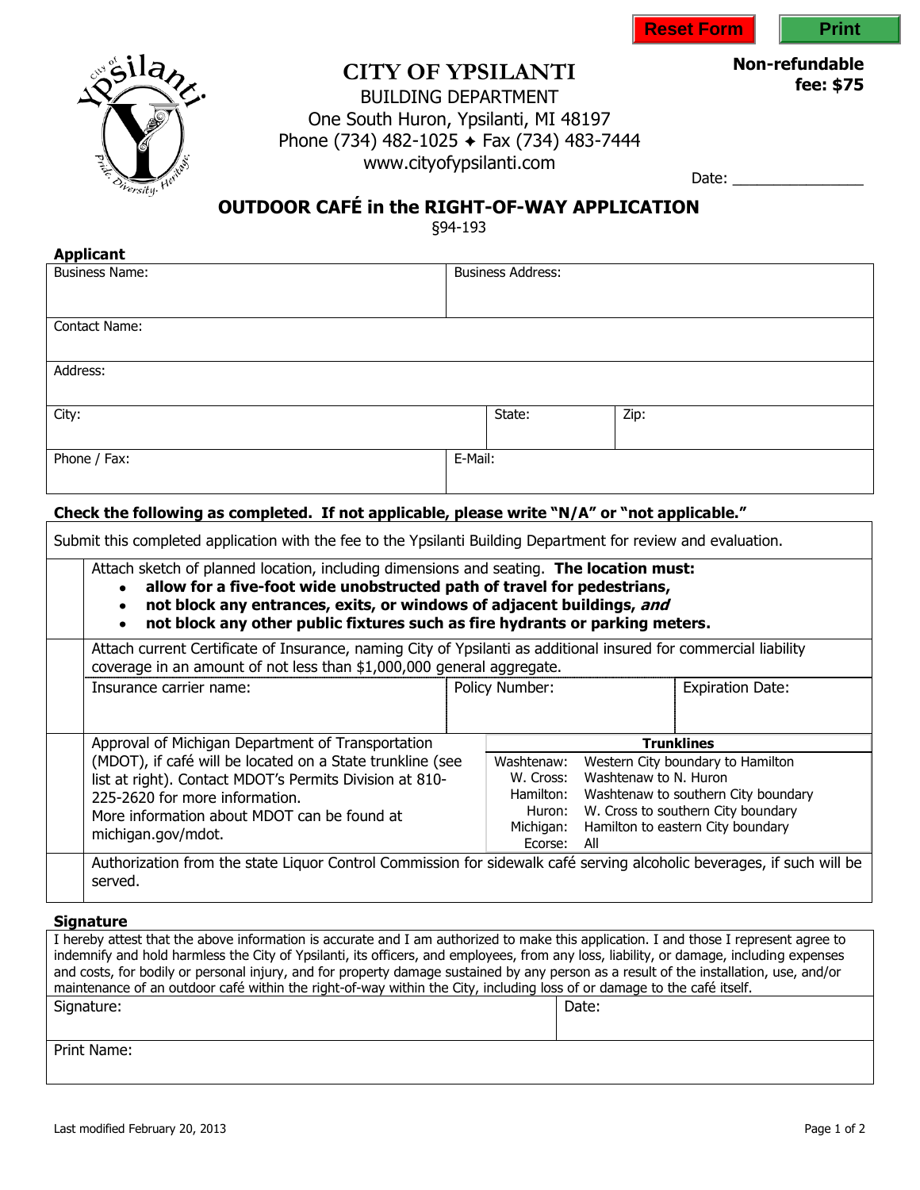Reset Form | Print

# CITY OF YPSILANTI

BUILDING DEPARTMENT
One South Huron, Ypsilanti, MI 48197
Phone (734) 482-1025 ✦ Fax (734) 483-7444
www.cityofypsilanti.com

**Non-refundable fee: $75**

Date: _______________

## OUTDOOR CAFÉ in the RIGHT-OF-WAY APPLICATION

§94-193

### Applicant

| Business Name: | | Business Address: |
|---|---|---|
| Contact Name: | | |
| Address: | | |
| City: | State: | Zip: |
| Phone / Fax: | | E-Mail: |

**Check the following as completed. If not applicable, please write "N/A" or "not applicable."**

Submit this completed application with the fee to the Ypsilanti Building Department for review and evaluation.

| | |
|---|---|
| | Attach sketch of planned location, including dimensions and seating. **The location must:**<br>• **allow for a five-foot wide unobstructed path of travel for pedestrians,**<br>• **not block any entrances, exits, or windows of adjacent buildings, *and***<br>• **not block any other public fixtures such as fire hydrants or parking meters.** |
| | Attach current Certificate of Insurance, naming City of Ypsilanti as additional insured for commercial liability coverage in an amount of not less than $1,000,000 general aggregate.<br>Insurance carrier name: \| Policy Number: \| Expiration Date: |
| | Approval of Michigan Department of Transportation (MDOT), if café will be located on a State trunkline (see list at right). Contact MDOT's Permits Division at 810-225-2620 for more information.<br>More information about MDOT can be found at michigan.gov/mdot. |
| | Authorization from the state Liquor Control Commission for sidewalk café serving alcoholic beverages, if such will be served. |

| Trunklines | |
|---|---|
| Washtenaw: | Western City boundary to Hamilton |
| W. Cross: | Washtenaw to N. Huron |
| Hamilton: | Washtenaw to southern City boundary |
| Huron: | W. Cross to southern City boundary |
| Michigan: | Hamilton to eastern City boundary |
| Ecorse: | All |

### Signature

I hereby attest that the above information is accurate and I am authorized to make this application. I and those I represent agree to indemnify and hold harmless the City of Ypsilanti, its officers, and employees, from any loss, liability, or damage, including expenses and costs, for bodily or personal injury, and for property damage sustained by any person as a result of the installation, use, and/or maintenance of an outdoor café within the right-of-way within the City, including loss of or damage to the café itself.

| Signature: | Date: |
|---|---|
| Print Name: | |

Last modified February 20, 2013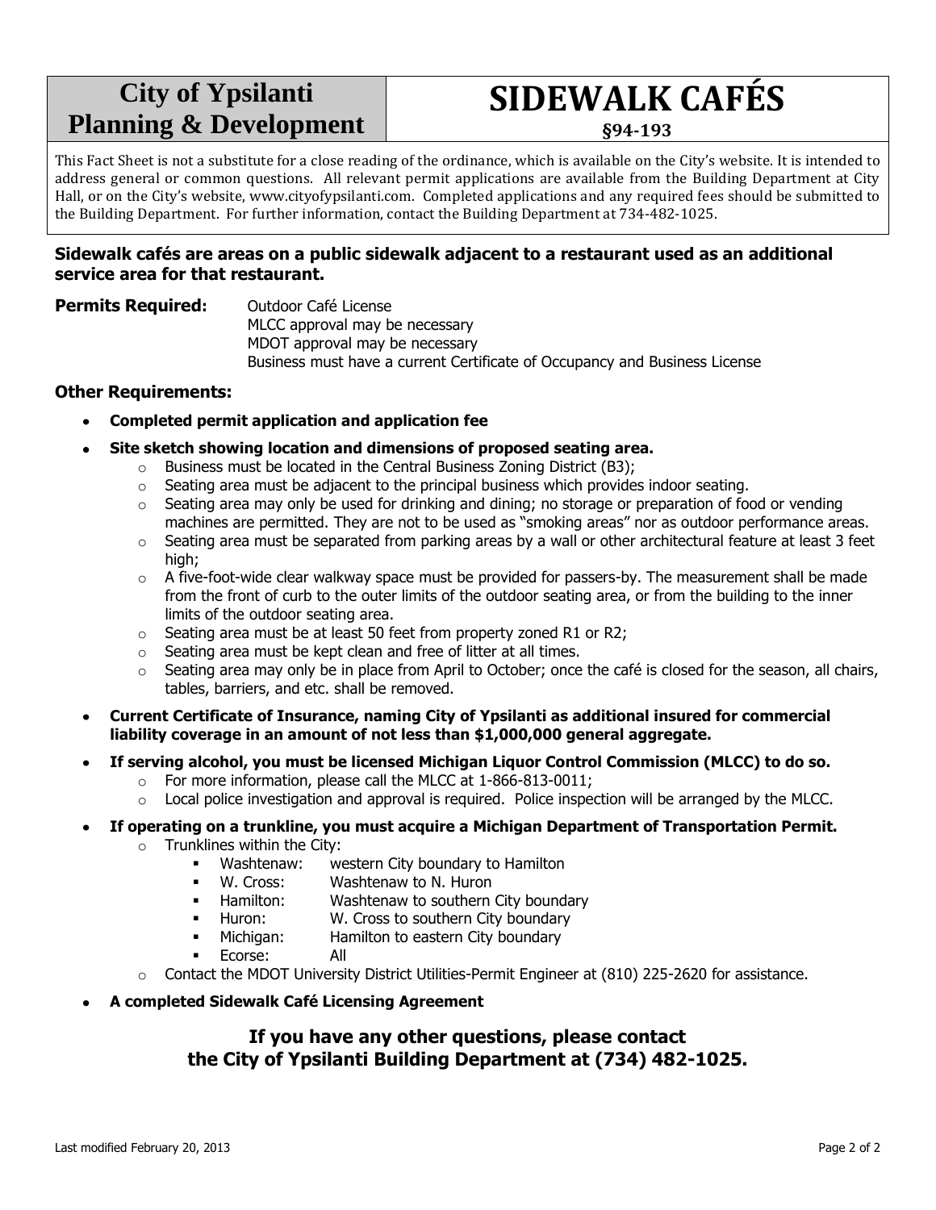# City of Ypsilanti Planning & Development

# SIDEWALK CAFÉS

**§94-193**

This Fact Sheet is not a substitute for a close reading of the ordinance, which is available on the City's website. It is intended to address general or common questions. All relevant permit applications are available from the Building Department at City Hall, or on the City's website, www.cityofypsilanti.com. Completed applications and any required fees should be submitted to the Building Department. For further information, contact the Building Department at 734-482-1025.

**Sidewalk cafés are areas on a public sidewalk adjacent to a restaurant used as an additional service area for that restaurant.**

**Permits Required:**

Outdoor Café License
MLCC approval may be necessary
MDOT approval may be necessary
Business must have a current Certificate of Occupancy and Business License

**Other Requirements:**

- **Completed permit application and application fee**
- **Site sketch showing location and dimensions of proposed seating area.**
  - Business must be located in the Central Business Zoning District (B3);
  - Seating area must be adjacent to the principal business which provides indoor seating.
  - Seating area may only be used for drinking and dining; no storage or preparation of food or vending machines are permitted. They are not to be used as "smoking areas" nor as outdoor performance areas.
  - Seating area must be separated from parking areas by a wall or other architectural feature at least 3 feet high;
  - A five-foot-wide clear walkway space must be provided for passers-by. The measurement shall be made from the front of curb to the outer limits of the outdoor seating area, or from the building to the inner limits of the outdoor seating area.
  - Seating area must be at least 50 feet from property zoned R1 or R2;
  - Seating area must be kept clean and free of litter at all times.
  - Seating area may only be in place from April to October; once the café is closed for the season, all chairs, tables, barriers, and etc. shall be removed.
- **Current Certificate of Insurance, naming City of Ypsilanti as additional insured for commercial liability coverage in an amount of not less than $1,000,000 general aggregate.**
- **If serving alcohol, you must be licensed Michigan Liquor Control Commission (MLCC) to do so.**
  - For more information, please call the MLCC at 1-866-813-0011;
  - Local police investigation and approval is required. Police inspection will be arranged by the MLCC.
- **If operating on a trunkline, you must acquire a Michigan Department of Transportation Permit.**
  - Trunklines within the City:
    - Washtenaw: western City boundary to Hamilton
    - W. Cross: Washtenaw to N. Huron
    - Hamilton: Washtenaw to southern City boundary
    - Huron: W. Cross to southern City boundary
    - Michigan: Hamilton to eastern City boundary
    - Ecorse: All
  - Contact the MDOT University District Utilities-Permit Engineer at (810) 225-2620 for assistance.
- **A completed Sidewalk Café Licensing Agreement**

**If you have any other questions, please contact the City of Ypsilanti Building Department at (734) 482-1025.**

Last modified February 20, 2013